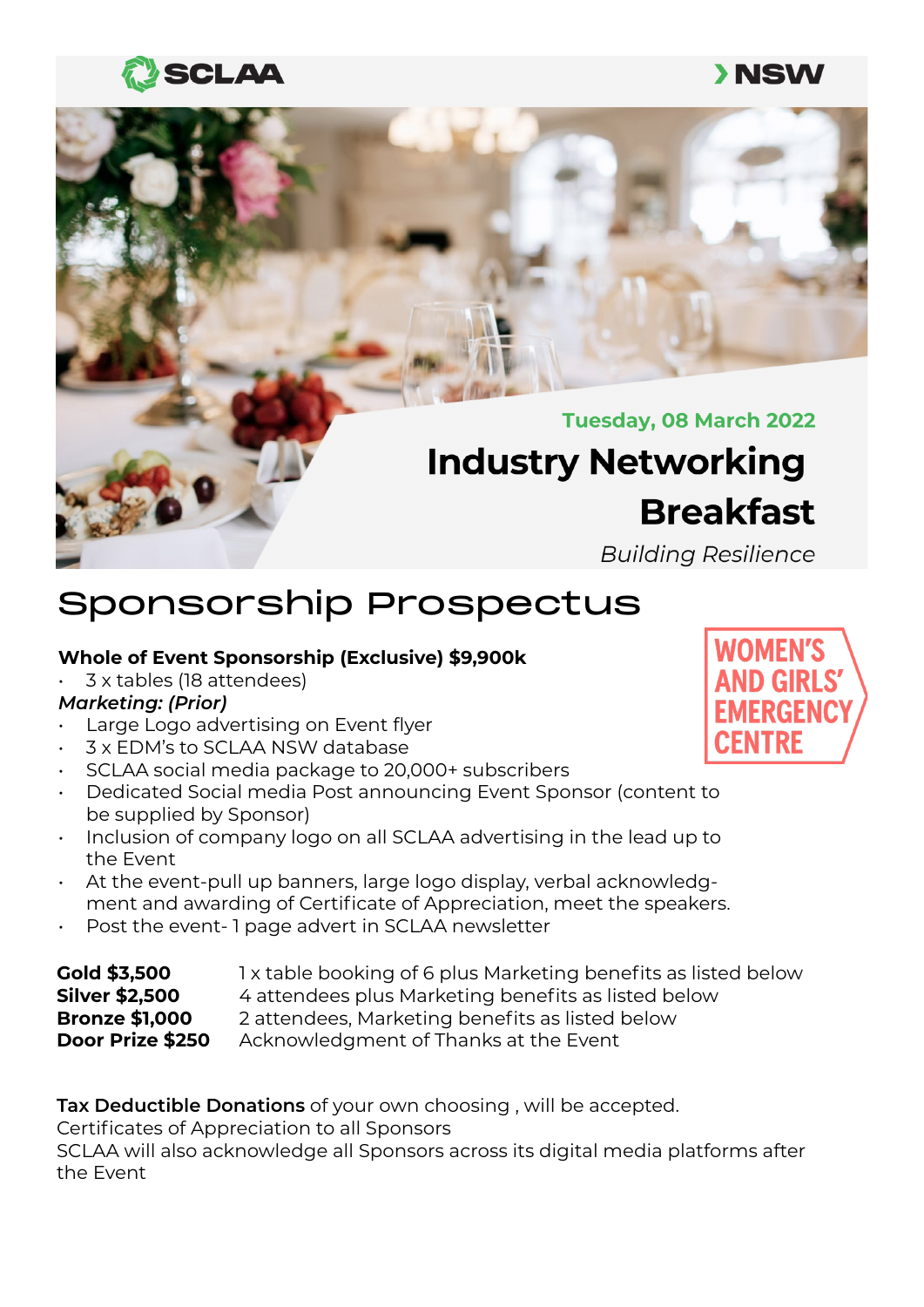SCLAA

NSW

Tuesday, 08 March 2022

# Industry Networking Breakfast

*Building Resilience*

## Sponsorship Prospectus

WOMEN'S AND GIRLS' EMERGENCY CENTRE

**Whole of Event Sponsorship (Exclusive) $9,900k**

- 3 x tables (18 attendees)

***Marketing: (Prior)***

- Large Logo advertising on Event flyer
- 3 x EDM's to SCLAA NSW database
- SCLAA social media package to 20,000+ subscribers
- Dedicated Social media Post announcing Event Sponsor (content to be supplied by Sponsor)
- Inclusion of company logo on all SCLAA advertising in the lead up to the Event
- At the event-pull up banners, large logo display, verbal acknowledgment and awarding of Certificate of Appreciation, meet the speakers.
- Post the event- 1 page advert in SCLAA newsletter

| | |
|---|---|
| **Gold $3,500** | 1 x table booking of 6 plus Marketing benefits as listed below |
| **Silver $2,500** | 4 attendees plus Marketing benefits as listed below |
| **Bronze $1,000** | 2 attendees, Marketing benefits as listed below |
| **Door Prize $250** | Acknowledgment of Thanks at the Event |

**Tax Deductible Donations** of your own choosing , will be accepted.
Certificates of Appreciation to all Sponsors
SCLAA will also acknowledge all Sponsors across its digital media platforms after the Event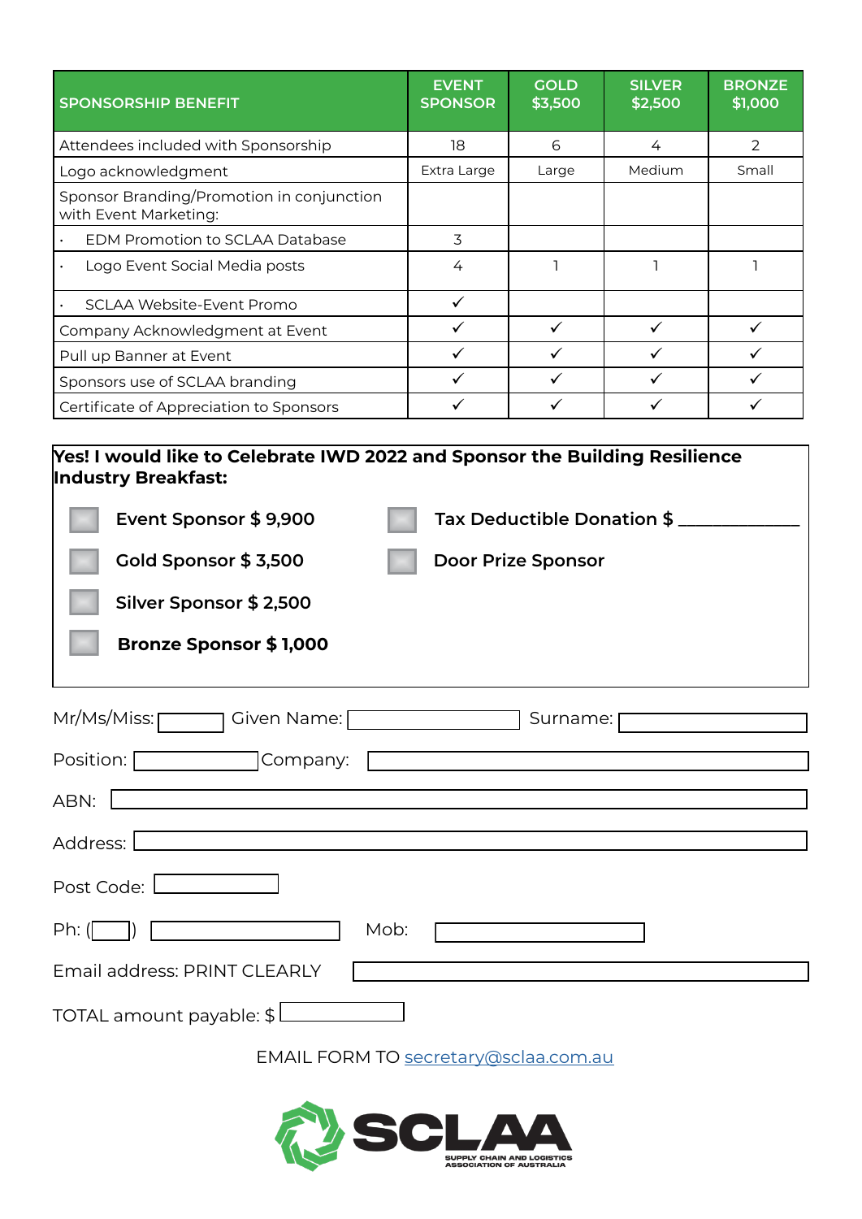| SPONSORSHIP BENEFIT | EVENT SPONSOR | GOLD $3,500 | SILVER $2,500 | BRONZE $1,000 |
|---|---|---|---|---|
| Attendees included with Sponsorship | 18 | 6 | 4 | 2 |
| Logo acknowledgment | Extra Large | Large | Medium | Small |
| Sponsor Branding/Promotion in conjunction with Event Marketing: | | | | |
| • EDM Promotion to SCLAA Database | 3 | | | |
| • Logo Event Social Media posts | 4 | 1 | 1 | 1 |
| • SCLAA Website-Event Promo | ✓ | | | |
| Company Acknowledgment at Event | ✓ | ✓ | ✓ | ✓ |
| Pull up Banner at Event | ✓ | ✓ | ✓ | ✓ |
| Sponsors use of SCLAA branding | ✓ | ✓ | ✓ | ✓ |
| Certificate of Appreciation to Sponsors | ✓ | ✓ | ✓ | ✓ |

**Yes! I would like to Celebrate IWD 2022 and Sponsor the Building Resilience Industry Breakfast:**

- ☐ **Event Sponsor $ 9,900**
- ☐ **Gold Sponsor $ 3,500**
- ☐ **Silver Sponsor $ 2,500**
- ☐ **Bronze Sponsor $ 1,000**
- ☐ **Tax Deductible Donation $ \_\_\_\_\_\_\_\_\_\_\_\_\_**
- ☐ **Door Prize Sponsor**

Mr/Ms/Miss: \_\_\_\_\_\_ Given Name: \_\_\_\_\_\_\_\_\_\_ Surname: \_\_\_\_\_\_\_\_\_\_

Position: \_\_\_\_\_\_\_\_\_\_ Company: \_\_\_\_\_\_\_\_\_\_

ABN: \_\_\_\_\_\_\_\_\_\_

Address: \_\_\_\_\_\_\_\_\_\_

Post Code: \_\_\_\_\_\_\_\_\_\_

Ph: ( ) \_\_\_\_\_\_\_\_\_\_ Mob: \_\_\_\_\_\_\_\_\_\_

Email address: PRINT CLEARLY \_\_\_\_\_\_\_\_\_\_

TOTAL amount payable: $ \_\_\_\_\_\_\_\_\_\_

EMAIL FORM TO secretary@sclaa.com.au

SCLAA
SUPPLY CHAIN AND LOGISTICS ASSOCIATION OF AUSTRALIA